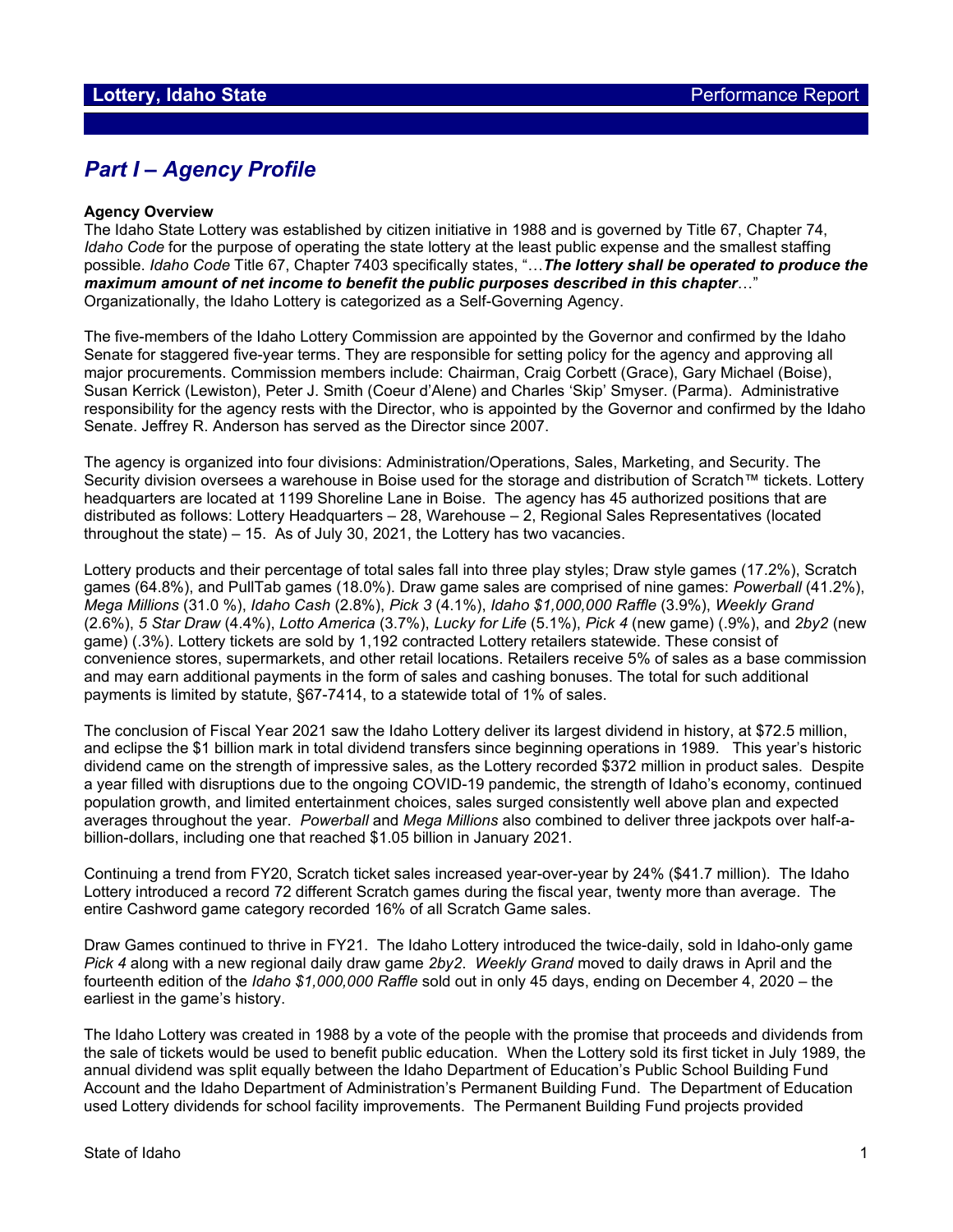**Lottery, Idaho State** Performance Report

# *Part I – Agency Profile*

**Agency Overview**

The Idaho State Lottery was established by citizen initiative in 1988 and is governed by Title 67, Chapter 74, *Idaho Code* for the purpose of operating the state lottery at the least public expense and the smallest staffing possible. *Idaho Code* Title 67, Chapter 7403 specifically states, "…***The lottery shall be operated to produce the maximum amount of net income to benefit the public purposes described in this chapter***…" Organizationally, the Idaho Lottery is categorized as a Self-Governing Agency.

The five-members of the Idaho Lottery Commission are appointed by the Governor and confirmed by the Idaho Senate for staggered five-year terms. They are responsible for setting policy for the agency and approving all major procurements. Commission members include: Chairman, Craig Corbett (Grace), Gary Michael (Boise), Susan Kerrick (Lewiston), Peter J. Smith (Coeur d'Alene) and Charles 'Skip' Smyser. (Parma). Administrative responsibility for the agency rests with the Director, who is appointed by the Governor and confirmed by the Idaho Senate. Jeffrey R. Anderson has served as the Director since 2007.

The agency is organized into four divisions: Administration/Operations, Sales, Marketing, and Security. The Security division oversees a warehouse in Boise used for the storage and distribution of Scratch™ tickets. Lottery headquarters are located at 1199 Shoreline Lane in Boise. The agency has 45 authorized positions that are distributed as follows: Lottery Headquarters – 28, Warehouse – 2, Regional Sales Representatives (located throughout the state) – 15. As of July 30, 2021, the Lottery has two vacancies.

Lottery products and their percentage of total sales fall into three play styles; Draw style games (17.2%), Scratch games (64.8%), and PullTab games (18.0%). Draw game sales are comprised of nine games: *Powerball* (41.2%), *Mega Millions* (31.0 %), *Idaho Cash* (2.8%), *Pick 3* (4.1%), *Idaho $1,000,000 Raffle* (3.9%), *Weekly Grand* (2.6%), *5 Star Draw* (4.4%), *Lotto America* (3.7%), *Lucky for Life* (5.1%), *Pick 4* (new game) (.9%), and *2by2* (new game) (.3%). Lottery tickets are sold by 1,192 contracted Lottery retailers statewide. These consist of convenience stores, supermarkets, and other retail locations. Retailers receive 5% of sales as a base commission and may earn additional payments in the form of sales and cashing bonuses. The total for such additional payments is limited by statute, §67-7414, to a statewide total of 1% of sales.

The conclusion of Fiscal Year 2021 saw the Idaho Lottery deliver its largest dividend in history, at $72.5 million, and eclipse the $1 billion mark in total dividend transfers since beginning operations in 1989. This year's historic dividend came on the strength of impressive sales, as the Lottery recorded $372 million in product sales. Despite a year filled with disruptions due to the ongoing COVID-19 pandemic, the strength of Idaho's economy, continued population growth, and limited entertainment choices, sales surged consistently well above plan and expected averages throughout the year. *Powerball* and *Mega Millions* also combined to deliver three jackpots over half-a-billion-dollars, including one that reached $1.05 billion in January 2021.

Continuing a trend from FY20, Scratch ticket sales increased year-over-year by 24% ($41.7 million). The Idaho Lottery introduced a record 72 different Scratch games during the fiscal year, twenty more than average. The entire Cashword game category recorded 16% of all Scratch Game sales.

Draw Games continued to thrive in FY21. The Idaho Lottery introduced the twice-daily, sold in Idaho-only game *Pick 4* along with a new regional daily draw game *2by2*. *Weekly Grand* moved to daily draws in April and the fourteenth edition of the *Idaho $1,000,000 Raffle* sold out in only 45 days, ending on December 4, 2020 – the earliest in the game's history.

The Idaho Lottery was created in 1988 by a vote of the people with the promise that proceeds and dividends from the sale of tickets would be used to benefit public education. When the Lottery sold its first ticket in July 1989, the annual dividend was split equally between the Idaho Department of Education's Public School Building Fund Account and the Idaho Department of Administration's Permanent Building Fund. The Department of Education used Lottery dividends for school facility improvements. The Permanent Building Fund projects provided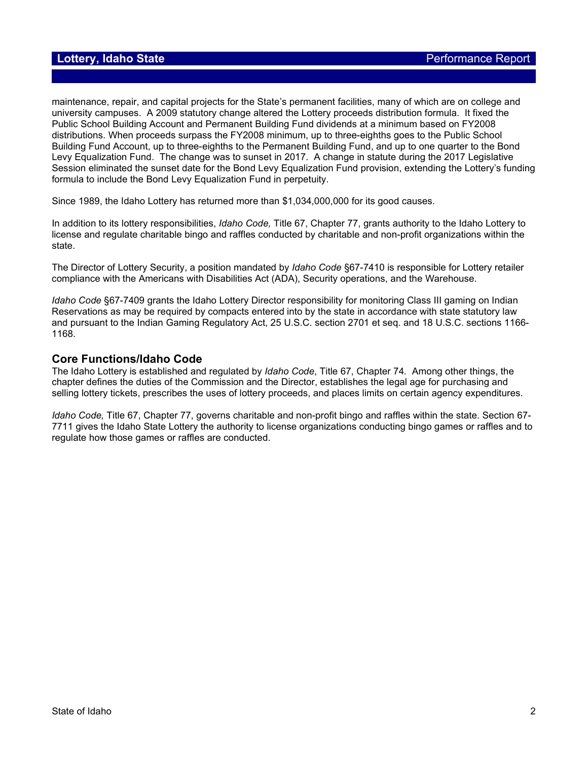maintenance, repair, and capital projects for the State's permanent facilities, many of which are on college and university campuses. A 2009 statutory change altered the Lottery proceeds distribution formula. It fixed the Public School Building Account and Permanent Building Fund dividends at a minimum based on FY2008 distributions. When proceeds surpass the FY2008 minimum, up to three-eighths goes to the Public School Building Fund Account, up to three-eighths to the Permanent Building Fund, and up to one quarter to the Bond Levy Equalization Fund. The change was to sunset in 2017. A change in statute during the 2017 Legislative Session eliminated the sunset date for the Bond Levy Equalization Fund provision, extending the Lottery's funding formula to include the Bond Levy Equalization Fund in perpetuity.

Since 1989, the Idaho Lottery has returned more than $1,034,000,000 for its good causes.

In addition to its lottery responsibilities, *Idaho Code,* Title 67, Chapter 77, grants authority to the Idaho Lottery to license and regulate charitable bingo and raffles conducted by charitable and non-profit organizations within the state.

The Director of Lottery Security, a position mandated by *Idaho Code* §67-7410 is responsible for Lottery retailer compliance with the Americans with Disabilities Act (ADA), Security operations, and the Warehouse.

*Idaho Code* §67-7409 grants the Idaho Lottery Director responsibility for monitoring Class III gaming on Indian Reservations as may be required by compacts entered into by the state in accordance with state statutory law and pursuant to the Indian Gaming Regulatory Act, 25 U.S.C. section 2701 et seq. and 18 U.S.C. sections 1166-1168.

## Core Functions/Idaho Code

The Idaho Lottery is established and regulated by *Idaho Code*, Title 67, Chapter 74. Among other things, the chapter defines the duties of the Commission and the Director, establishes the legal age for purchasing and selling lottery tickets, prescribes the uses of lottery proceeds, and places limits on certain agency expenditures.

*Idaho Code,* Title 67, Chapter 77, governs charitable and non-profit bingo and raffles within the state. Section 67-7711 gives the Idaho State Lottery the authority to license organizations conducting bingo games or raffles and to regulate how those games or raffles are conducted.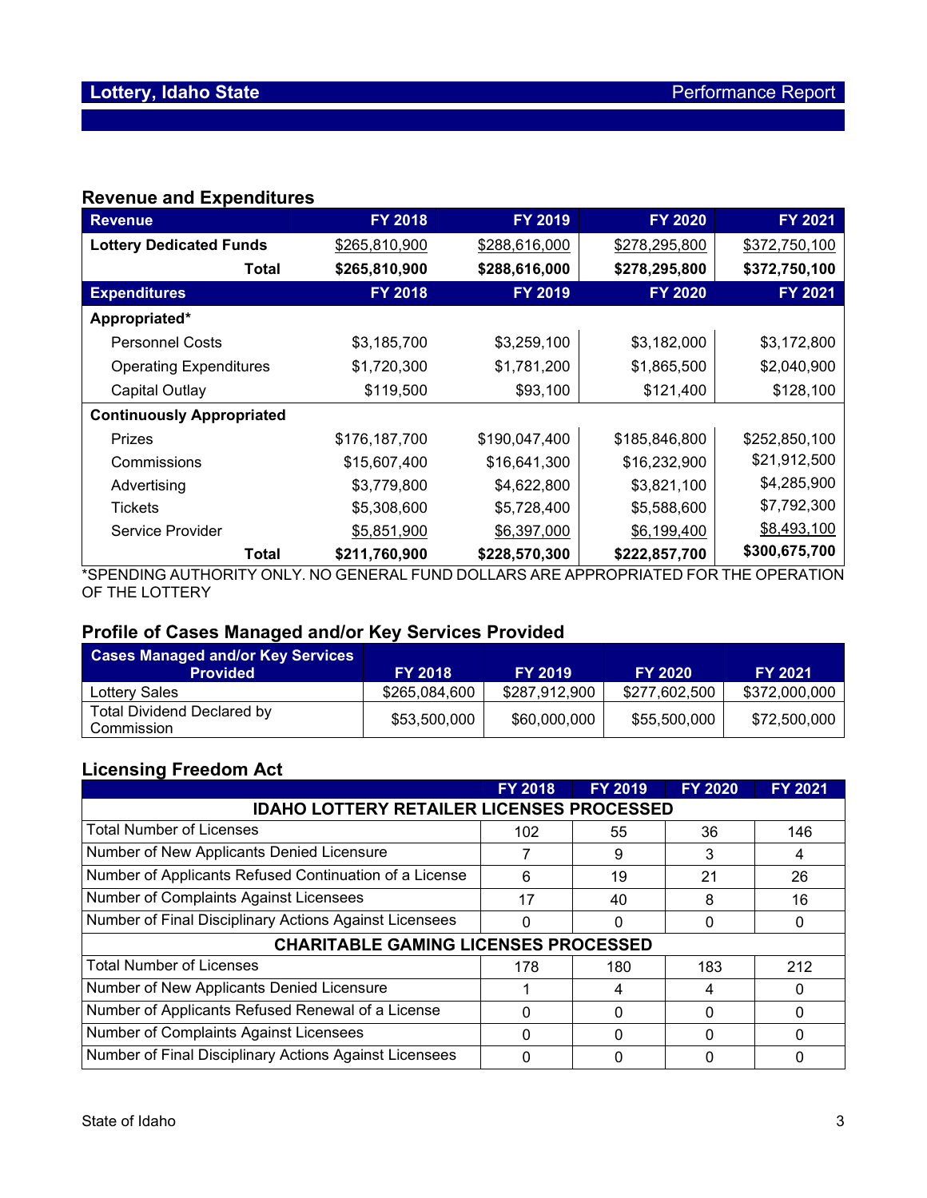## Revenue and Expenditures

| Revenue | FY 2018 | FY 2019 | FY 2020 | FY 2021 |
|---|---|---|---|---|
| **Lottery Dedicated Funds** | $265,810,900 | $288,616,000 | $278,295,800 | $372,750,100 |
| **Total** | **$265,810,900** | **$288,616,000** | **$278,295,800** | **$372,750,100** |
| **Expenditures** | **FY 2018** | **FY 2019** | **FY 2020** | **FY 2021** |
| **Appropriated*** | | | | |
| Personnel Costs | $3,185,700 | $3,259,100 | $3,182,000 | $3,172,800 |
| Operating Expenditures | $1,720,300 | $1,781,200 | $1,865,500 | $2,040,900 |
| Capital Outlay | $119,500 | $93,100 | $121,400 | $128,100 |
| **Continuously Appropriated** | | | | |
| Prizes | $176,187,700 | $190,047,400 | $185,846,800 | $252,850,100 |
| Commissions | $15,607,400 | $16,641,300 | $16,232,900 | $21,912,500 |
| Advertising | $3,779,800 | $4,622,800 | $3,821,100 | $4,285,900 |
| Tickets | $5,308,600 | $5,728,400 | $5,588,600 | $7,792,300 |
| Service Provider | $5,851,900 | $6,397,000 | $6,199,400 | $8,493,100 |
| **Total** | **$211,760,900** | **$228,570,300** | **$222,857,700** | **$300,675,700** |

*SPENDING AUTHORITY ONLY. NO GENERAL FUND DOLLARS ARE APPROPRIATED FOR THE OPERATION OF THE LOTTERY

## Profile of Cases Managed and/or Key Services Provided

| Cases Managed and/or Key Services Provided | FY 2018 | FY 2019 | FY 2020 | FY 2021 |
|---|---|---|---|---|
| Lottery Sales | $265,084,600 | $287,912,900 | $277,602,500 | $372,000,000 |
| Total Dividend Declared by Commission | $53,500,000 | $60,000,000 | $55,500,000 | $72,500,000 |

## Licensing Freedom Act

| | FY 2018 | FY 2019 | FY 2020 | FY 2021 |
|---|---|---|---|---|
| **IDAHO LOTTERY RETAILER LICENSES PROCESSED** | | | | |
| Total Number of Licenses | 102 | 55 | 36 | 146 |
| Number of New Applicants Denied Licensure | 7 | 9 | 3 | 4 |
| Number of Applicants Refused Continuation of a License | 6 | 19 | 21 | 26 |
| Number of Complaints Against Licensees | 17 | 40 | 8 | 16 |
| Number of Final Disciplinary Actions Against Licensees | 0 | 0 | 0 | 0 |
| **CHARITABLE GAMING LICENSES PROCESSED** | | | | |
| Total Number of Licenses | 178 | 180 | 183 | 212 |
| Number of New Applicants Denied Licensure | 1 | 4 | 4 | 0 |
| Number of Applicants Refused Renewal of a License | 0 | 0 | 0 | 0 |
| Number of Complaints Against Licensees | 0 | 0 | 0 | 0 |
| Number of Final Disciplinary Actions Against Licensees | 0 | 0 | 0 | 0 |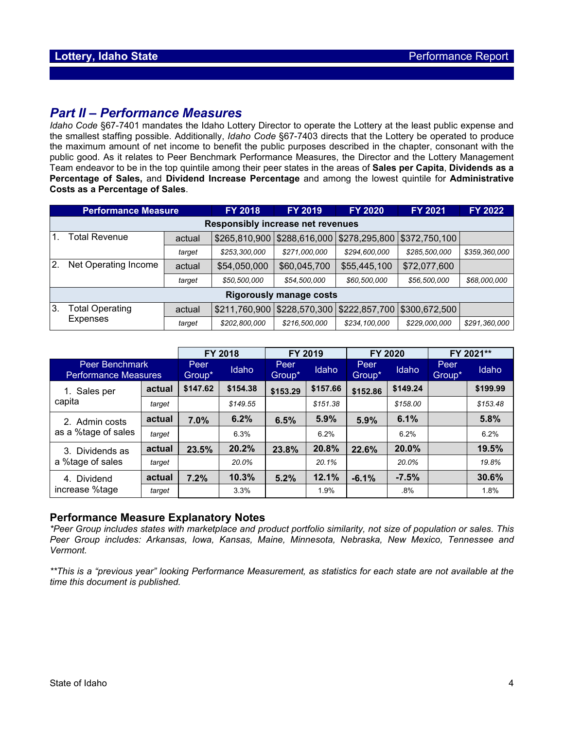## Part II – Performance Measures

*Idaho Code* §67-7401 mandates the Idaho Lottery Director to operate the Lottery at the least public expense and the smallest staffing possible. Additionally, *Idaho Code* §67-7403 directs that the Lottery be operated to produce the maximum amount of net income to benefit the public purposes described in the chapter, consonant with the public good. As it relates to Peer Benchmark Performance Measures, the Director and the Lottery Management Team endeavor to be in the top quintile among their peer states in the areas of **Sales per Capita**, **Dividends as a Percentage of Sales,** and **Dividend Increase Percentage** and among the lowest quintile for **Administrative Costs as a Percentage of Sales**.

| Performance Measure | | FY 2018 | FY 2019 | FY 2020 | FY 2021 | FY 2022 |
|---|---|---|---|---|---|---|
| **Responsibly increase net revenues** | | | | | | |
| 1. Total Revenue | actual | $265,810,900 | $288,616,000 | $278,295,800 | $372,750,100 | |
| | *target* | *$253,300,000* | *$271,000,000* | *$294,600,000* | *$285,500,000* | *$359,360,000* |
| 2. Net Operating Income | actual | $54,050,000 | $60,045,700 | $55,445,100 | $72,077,600 | |
| | *target* | *$50,500,000* | *$54,500,000* | *$60,500,000* | *$56,500,000* | *$68,000,000* |
| **Rigorously manage costs** | | | | | | |
| 3. Total Operating Expenses | actual | $211,760,900 | $228,570,300 | $222,857,700 | $300,672,500 | |
| | *target* | *$202,800,000* | *$216,500,000* | *$234,100,000* | *$229,000,000* | *$291,360,000* |

| Peer Benchmark Performance Measures | | FY 2018 | | FY 2019 | | FY 2020 | | FY 2021** | |
|---|---|---|---|---|---|---|---|---|---|
| | | Peer Group* | Idaho | Peer Group* | Idaho | Peer Group* | Idaho | Peer Group* | Idaho |
| 1. Sales per capita | **actual** | **$147.62** | **$154.38** | **$153.29** | **$157.66** | **$152.86** | **$149.24** | | **$199.99** |
| | *target* | | *$149.55* | | *$151.38* | | *$158.00* | | *$153.48* |
| 2. Admin costs as a %tage of sales | **actual** | **7.0%** | **6.2%** | **6.5%** | **5.9%** | **5.9%** | **6.1%** | | **5.8%** |
| | *target* | | 6.3% | | 6.2% | | 6.2% | | 6.2% |
| 3. Dividends as a %tage of sales | **actual** | **23.5%** | **20.2%** | **23.8%** | **20.8%** | **22.6%** | **20.0%** | | **19.5%** |
| | *target* | | *20.0%* | | *20.1%* | | *20.0%* | | *19.8%* |
| 4. Dividend increase %tage | **actual** | **7.2%** | **10.3%** | **5.2%** | **12.1%** | **-6.1%** | **-7.5%** | | **30.6%** |
| | *target* | | 3.3% | | 1.9% | | .8% | | 1.8% |

### Performance Measure Explanatory Notes

**Peer Group includes states with marketplace and product portfolio similarity, not size of population or sales. This Peer Group includes: Arkansas, Iowa, Kansas, Maine, Minnesota, Nebraska, New Mexico, Tennessee and Vermont.*

***This is a "previous year" looking Performance Measurement, as statistics for each state are not available at the time this document is published.*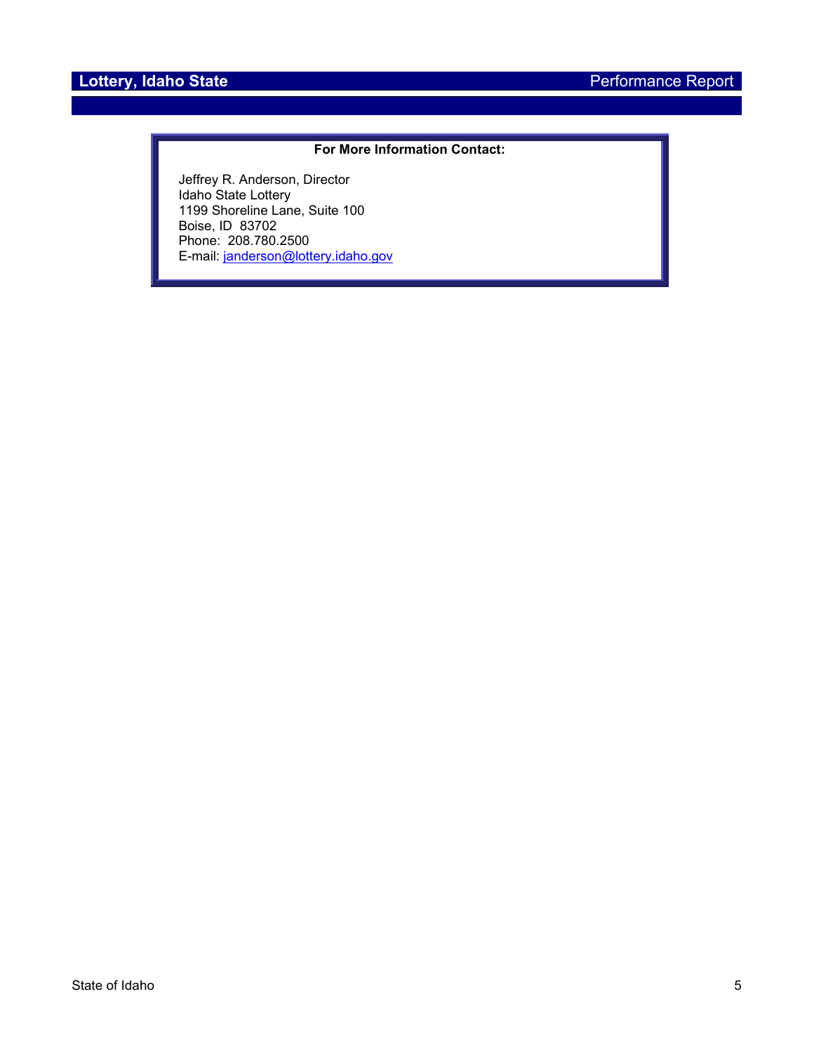**For More Information Contact:**

Jeffrey R. Anderson, Director
Idaho State Lottery
1199 Shoreline Lane, Suite 100
Boise, ID 83702
Phone: 208.780.2500
E-mail: janderson@lottery.idaho.gov